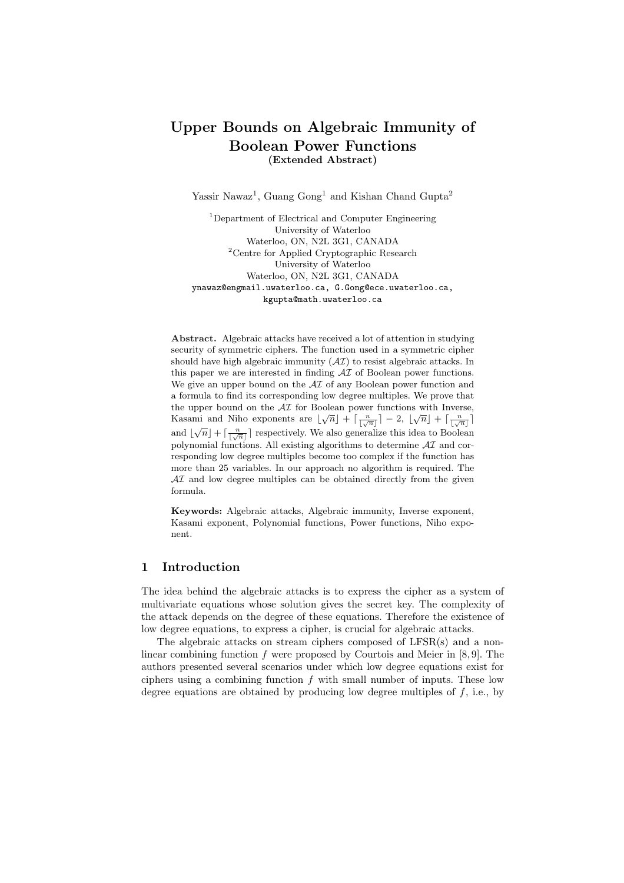# Upper Bounds on Algebraic Immunity of Boolean Power Functions

**(Extended Abstract)**

Yassir Nawaz[1], Guang Gong[1] and Kishan Chand Gupta[2]

[1]Department of Electrical and Computer Engineering
University of Waterloo
Waterloo, ON, N2L 3G1, CANADA
[2]Centre for Applied Cryptographic Research
University of Waterloo
Waterloo, ON, N2L 3G1, CANADA
ynawaz@engmail.uwaterloo.ca, G.Gong@ece.uwaterloo.ca,
kgupta@math.uwaterloo.ca

**Abstract.** Algebraic attacks have received a lot of attention in studying security of symmetric ciphers. The function used in a symmetric cipher should have high algebraic immunity ($\mathcal{AI}$) to resist algebraic attacks. In this paper we are interested in finding $\mathcal{AI}$ of Boolean power functions. We give an upper bound on the $\mathcal{AI}$ of any Boolean power function and a formula to find its corresponding low degree multiples. We prove that the upper bound on the $\mathcal{AI}$ for Boolean power functions with Inverse, Kasami and Niho exponents are $\lfloor\sqrt{n}\rfloor + \lceil\frac{n}{\lfloor\sqrt{n}\rfloor}\rceil - 2$, $\lfloor\sqrt{n}\rfloor + \lceil\frac{n}{\lfloor\sqrt{n}\rfloor}\rceil$ and $\lfloor\sqrt{n}\rfloor + \lceil\frac{n}{\lfloor\sqrt{n}\rfloor}\rceil$ respectively. We also generalize this idea to Boolean polynomial functions. All existing algorithms to determine $\mathcal{AI}$ and corresponding low degree multiples become too complex if the function has more than 25 variables. In our approach no algorithm is required. The $\mathcal{AI}$ and low degree multiples can be obtained directly from the given formula.

**Keywords:** Algebraic attacks, Algebraic immunity, Inverse exponent, Kasami exponent, Polynomial functions, Power functions, Niho exponent.

## 1 Introduction

The idea behind the algebraic attacks is to express the cipher as a system of multivariate equations whose solution gives the secret key. The complexity of the attack depends on the degree of these equations. Therefore the existence of low degree equations, to express a cipher, is crucial for algebraic attacks.

The algebraic attacks on stream ciphers composed of LFSR(s) and a nonlinear combining function $f$ were proposed by Courtois and Meier in [8, 9]. The authors presented several scenarios under which low degree equations exist for ciphers using a combining function $f$ with small number of inputs. These low degree equations are obtained by producing low degree multiples of $f$, i.e., by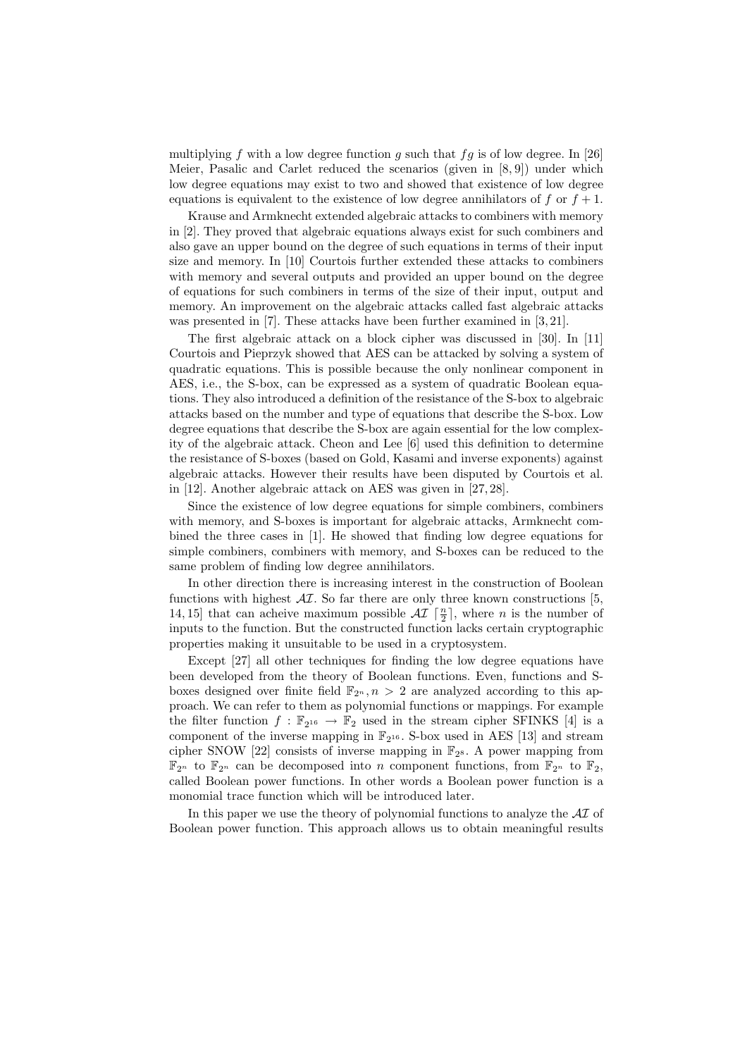multiplying $f$ with a low degree function $g$ such that $fg$ is of low degree. In [26] Meier, Pasalic and Carlet reduced the scenarios (given in [8, 9]) under which low degree equations may exist to two and showed that existence of low degree equations is equivalent to the existence of low degree annihilators of $f$ or $f + 1$.

Krause and Armknecht extended algebraic attacks to combiners with memory in [2]. They proved that algebraic equations always exist for such combiners and also gave an upper bound on the degree of such equations in terms of their input size and memory. In [10] Courtois further extended these attacks to combiners with memory and several outputs and provided an upper bound on the degree of equations for such combiners in terms of the size of their input, output and memory. An improvement on the algebraic attacks called fast algebraic attacks was presented in [7]. These attacks have been further examined in [3, 21].

The first algebraic attack on a block cipher was discussed in [30]. In [11] Courtois and Pieprzyk showed that AES can be attacked by solving a system of quadratic equations. This is possible because the only nonlinear component in AES, i.e., the S-box, can be expressed as a system of quadratic Boolean equations. They also introduced a definition of the resistance of the S-box to algebraic attacks based on the number and type of equations that describe the S-box. Low degree equations that describe the S-box are again essential for the low complexity of the algebraic attack. Cheon and Lee [6] used this definition to determine the resistance of S-boxes (based on Gold, Kasami and inverse exponents) against algebraic attacks. However their results have been disputed by Courtois et al. in [12]. Another algebraic attack on AES was given in [27, 28].

Since the existence of low degree equations for simple combiners, combiners with memory, and S-boxes is important for algebraic attacks, Armknecht combined the three cases in [1]. He showed that finding low degree equations for simple combiners, combiners with memory, and S-boxes can be reduced to the same problem of finding low degree annihilators.

In other direction there is increasing interest in the construction of Boolean functions with highest $\mathcal{AI}$. So far there are only three known constructions [5, 14, 15] that can acheive maximum possible $\mathcal{AI}$ $\lceil \frac{n}{2} \rceil$, where $n$ is the number of inputs to the function. But the constructed function lacks certain cryptographic properties making it unsuitable to be used in a cryptosystem.

Except [27] all other techniques for finding the low degree equations have been developed from the theory of Boolean functions. Even, functions and S-boxes designed over finite field $\mathbb{F}_{2^n}, n > 2$ are analyzed according to this approach. We can refer to them as polynomial functions or mappings. For example the filter function $f : \mathbb{F}_{2^{16}} \rightarrow \mathbb{F}_2$ used in the stream cipher SFINKS [4] is a component of the inverse mapping in $\mathbb{F}_{2^{16}}$. S-box used in AES [13] and stream cipher SNOW [22] consists of inverse mapping in $\mathbb{F}_{2^8}$. A power mapping from $\mathbb{F}_{2^n}$ to $\mathbb{F}_{2^n}$ can be decomposed into $n$ component functions, from $\mathbb{F}_{2^n}$ to $\mathbb{F}_2$, called Boolean power functions. In other words a Boolean power function is a monomial trace function which will be introduced later.

In this paper we use the theory of polynomial functions to analyze the $\mathcal{AI}$ of Boolean power function. This approach allows us to obtain meaningful results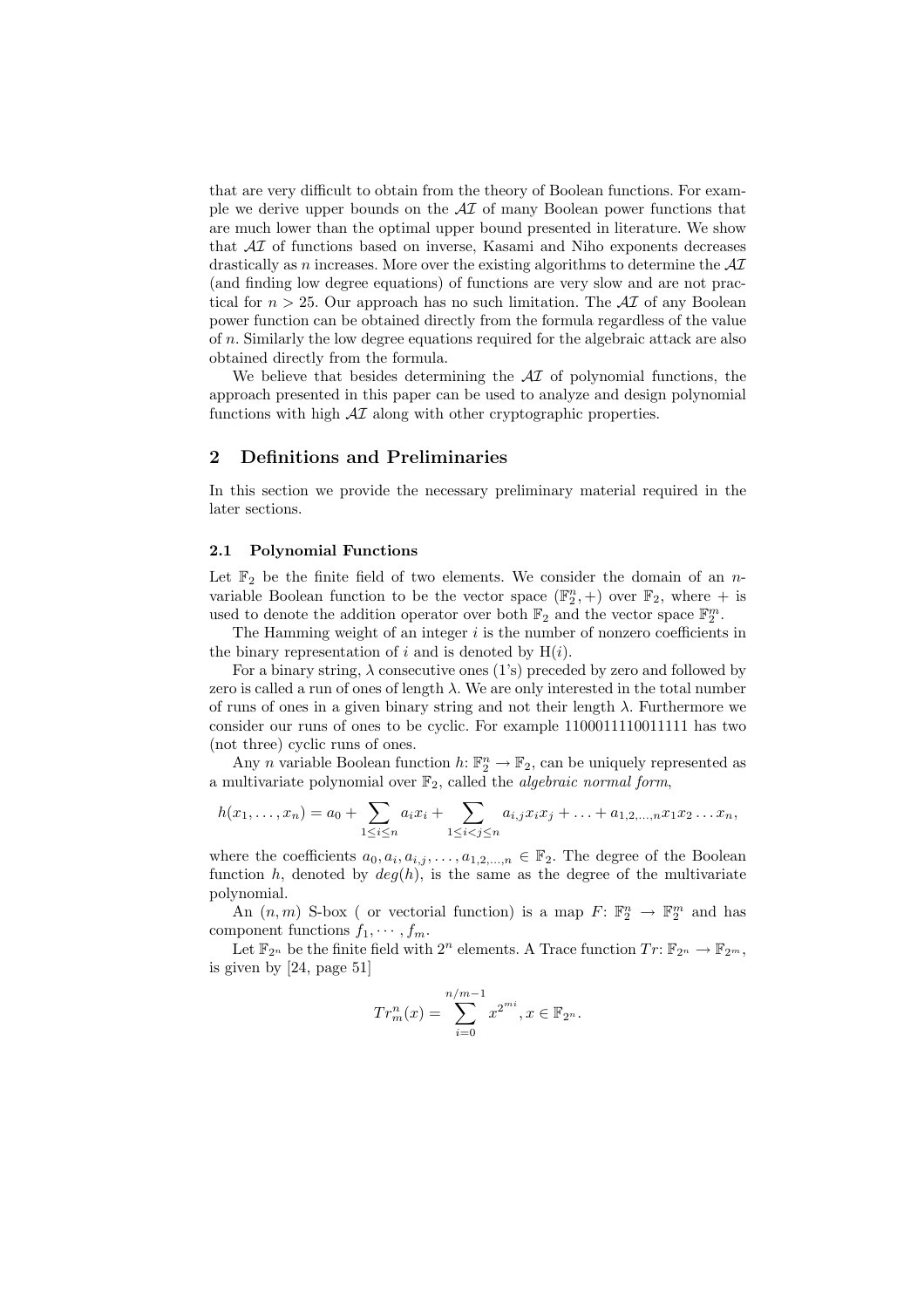that are very difficult to obtain from the theory of Boolean functions. For example we derive upper bounds on the $\mathcal{AI}$ of many Boolean power functions that are much lower than the optimal upper bound presented in literature. We show that $\mathcal{AI}$ of functions based on inverse, Kasami and Niho exponents decreases drastically as $n$ increases. More over the existing algorithms to determine the $\mathcal{AI}$ (and finding low degree equations) of functions are very slow and are not practical for $n > 25$. Our approach has no such limitation. The $\mathcal{AI}$ of any Boolean power function can be obtained directly from the formula regardless of the value of $n$. Similarly the low degree equations required for the algebraic attack are also obtained directly from the formula.

We believe that besides determining the $\mathcal{AI}$ of polynomial functions, the approach presented in this paper can be used to analyze and design polynomial functions with high $\mathcal{AI}$ along with other cryptographic properties.

## 2 Definitions and Preliminaries

In this section we provide the necessary preliminary material required in the later sections.

### 2.1 Polynomial Functions

Let $\mathbb{F}_2$ be the finite field of two elements. We consider the domain of an $n$-variable Boolean function to be the vector space $(\mathbb{F}_2^n, +)$ over $\mathbb{F}_2$, where $+$ is used to denote the addition operator over both $\mathbb{F}_2$ and the vector space $\mathbb{F}_2^m$.

The Hamming weight of an integer $i$ is the number of nonzero coefficients in the binary representation of $i$ and is denoted by $\mathrm{H}(i)$.

For a binary string, $\lambda$ consecutive ones (1's) preceded by zero and followed by zero is called a run of ones of length $\lambda$. We are only interested in the total number of runs of ones in a given binary string and not their length $\lambda$. Furthermore we consider our runs of ones to be cyclic. For example 1100011110011111 has two (not three) cyclic runs of ones.

Any $n$ variable Boolean function $h$: $\mathbb{F}_2^n \to \mathbb{F}_2$, can be uniquely represented as a multivariate polynomial over $\mathbb{F}_2$, called the *algebraic normal form*,

$$h(x_1, \ldots, x_n) = a_0 + \sum_{1 \le i \le n} a_i x_i + \sum_{1 \le i < j \le n} a_{i,j} x_i x_j + \ldots + a_{1,2,\ldots,n} x_1 x_2 \ldots x_n,$$

where the coefficients $a_0, a_i, a_{i,j}, \ldots, a_{1,2,\ldots,n} \in \mathbb{F}_2$. The degree of the Boolean function $h$, denoted by $deg(h)$, is the same as the degree of the multivariate polynomial.

An $(n, m)$ S-box ( or vectorial function) is a map $F$: $\mathbb{F}_2^n \to \mathbb{F}_2^m$ and has component functions $f_1, \cdots, f_m$.

Let $\mathbb{F}_{2^n}$ be the finite field with $2^n$ elements. A Trace function $Tr$: $\mathbb{F}_{2^n} \to \mathbb{F}_{2^m}$, is given by [24, page 51]

$$Tr_m^n(x) = \sum_{i=0}^{n/m-1} x^{2^{mi}}, x \in \mathbb{F}_{2^n}.$$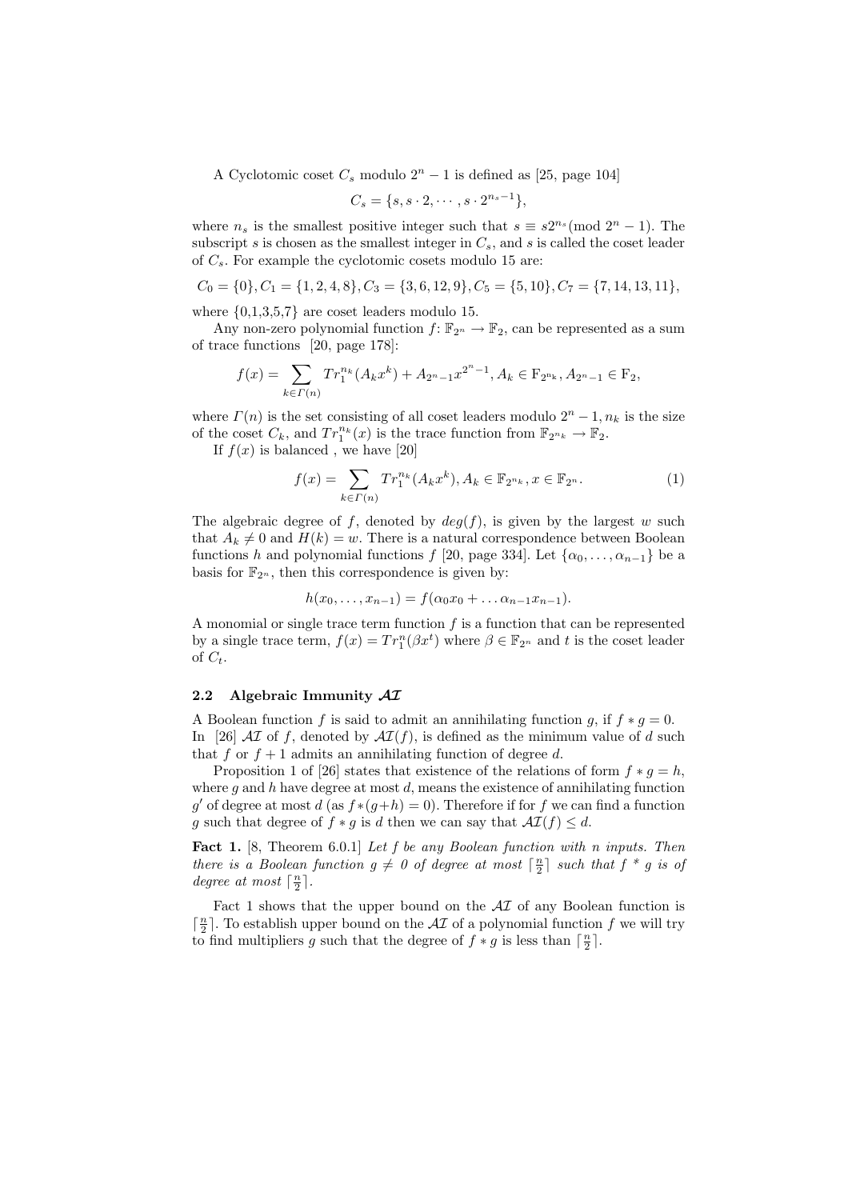A Cyclotomic coset $C_s$ modulo $2^n - 1$ is defined as [25, page 104]

$$C_s = \{s, s \cdot 2, \cdots, s \cdot 2^{n_s - 1}\},$$

where $n_s$ is the smallest positive integer such that $s \equiv s2^{n_s} (\text{mod } 2^n - 1)$. The subscript $s$ is chosen as the smallest integer in $C_s$, and $s$ is called the coset leader of $C_s$. For example the cyclotomic cosets modulo 15 are:

$$C_0 = \{0\}, C_1 = \{1, 2, 4, 8\}, C_3 = \{3, 6, 12, 9\}, C_5 = \{5, 10\}, C_7 = \{7, 14, 13, 11\},$$

where {0,1,3,5,7} are coset leaders modulo 15.

Any non-zero polynomial function $f$: $\mathbb{F}_{2^n} \rightarrow \mathbb{F}_2$, can be represented as a sum of trace functions [20, page 178]:

$$f(x) = \sum_{k \in \Gamma(n)} Tr_1^{n_k}(A_k x^k) + A_{2^n-1} x^{2^n-1}, A_k \in \mathrm{F}_{2^{n_k}}, A_{2^n-1} \in \mathrm{F}_2,$$

where $\Gamma(n)$ is the set consisting of all coset leaders modulo $2^n - 1, n_k$ is the size of the coset $C_k$, and $Tr_1^{n_k}(x)$ is the trace function from $\mathbb{F}_{2^{n_k}} \rightarrow \mathbb{F}_2$.

If $f(x)$ is balanced , we have [20]

$$f(x) = \sum_{k \in \Gamma(n)} Tr_1^{n_k}(A_k x^k), A_k \in \mathbb{F}_{2^{n_k}}, x \in \mathbb{F}_{2^n}. \quad (1)$$

The algebraic degree of $f$, denoted by $deg(f)$, is given by the largest $w$ such that $A_k \neq 0$ and $H(k) = w$. There is a natural correspondence between Boolean functions $h$ and polynomial functions $f$ [20, page 334]. Let $\{\alpha_0, \ldots, \alpha_{n-1}\}$ be a basis for $\mathbb{F}_{2^n}$, then this correspondence is given by:

$$h(x_0, \ldots, x_{n-1}) = f(\alpha_0 x_0 + \ldots \alpha_{n-1} x_{n-1}).$$

A monomial or single trace term function $f$ is a function that can be represented by a single trace term, $f(x) = Tr_1^n(\beta x^t)$ where $\beta \in \mathbb{F}_{2^n}$ and $t$ is the coset leader of $C_t$.

### 2.2 Algebraic Immunity $\mathcal{AI}$

A Boolean function $f$ is said to admit an annihilating function $g$, if $f * g = 0$. In [26] $\mathcal{AI}$ of $f$, denoted by $\mathcal{AI}(f)$, is defined as the minimum value of $d$ such that $f$ or $f + 1$ admits an annihilating function of degree $d$.

Proposition 1 of [26] states that existence of the relations of form $f * g = h$, where $g$ and $h$ have degree at most $d$, means the existence of annihilating function $g'$ of degree at most $d$ (as $f*(g+h) = 0$). Therefore if for $f$ we can find a function $g$ such that degree of $f * g$ is $d$ then we can say that $\mathcal{AI}(f) \leq d$.

**Fact 1.** [8, Theorem 6.0.1] *Let $f$ be any Boolean function with $n$ inputs. Then there is a Boolean function $g \neq 0$ of degree at most $\lceil \frac{n}{2} \rceil$ such that $f * g$ is of degree at most $\lceil \frac{n}{2} \rceil$.*

Fact 1 shows that the upper bound on the $\mathcal{AI}$ of any Boolean function is $\lceil \frac{n}{2} \rceil$. To establish upper bound on the $\mathcal{AI}$ of a polynomial function $f$ we will try to find multipliers $g$ such that the degree of $f * g$ is less than $\lceil \frac{n}{2} \rceil$.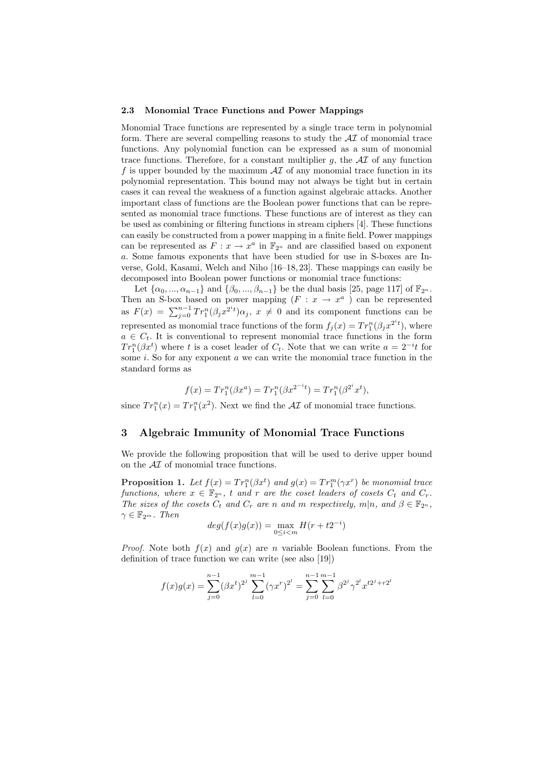### 2.3 Monomial Trace Functions and Power Mappings

Monomial Trace functions are represented by a single trace term in polynomial form. There are several compelling reasons to study the $\mathcal{AI}$ of monomial trace functions. Any polynomial function can be expressed as a sum of monomial trace functions. Therefore, for a constant multiplier $g$, the $\mathcal{AI}$ of any function $f$ is upper bounded by the maximum $\mathcal{AI}$ of any monomial trace function in its polynomial representation. This bound may not always be tight but in certain cases it can reveal the weakness of a function against algebraic attacks. Another important class of functions are the Boolean power functions that can be represented as monomial trace functions. These functions are of interest as they can be used as combining or filtering functions in stream ciphers [4]. These functions can easily be constructed from a power mapping in a finite field. Power mappings can be represented as $F : x \to x^a$ in $\mathbb{F}_{2^n}$ and are classified based on exponent $a$. Some famous exponents that have been studied for use in S-boxes are Inverse, Gold, Kasami, Welch and Niho [16–18, 23]. These mappings can easily be decomposed into Boolean power functions or monomial trace functions:

Let $\{\alpha_0, ..., \alpha_{n-1}\}$ and $\{\beta_0, ..., \beta_{n-1}\}$ be the dual basis [25, page 117] of $\mathbb{F}_{2^n}$. Then an S-box based on power mapping ($F : x \to x^a$ ) can be represented as $F(x) = \sum_{j=0}^{n-1} Tr_1^n(\beta_j x^{2^i t})\alpha_j$, $x \neq 0$ and its component functions can be represented as monomial trace functions of the form $f_j(x) = Tr_1^n(\beta_j x^{2^i t})$, where $a \in C_t$. It is conventional to represent monomial trace functions in the form $Tr_1^n(\beta x^t)$ where $t$ is a coset leader of $C_t$. Note that we can write $a = 2^{-i}t$ for some $i$. So for any exponent $a$ we can write the monomial trace function in the standard forms as

$$f(x) = Tr_1^n(\beta x^a) = Tr_1^n(\beta x^{2^{-i}t}) = Tr_1^n(\beta^{2^i} x^t),$$

since $Tr_1^n(x) = Tr_1^n(x^2)$. Next we find the $\mathcal{AI}$ of monomial trace functions.

## 3 Algebraic Immunity of Monomial Trace Functions

We provide the following proposition that will be used to derive upper bound on the $\mathcal{AI}$ of monomial trace functions.

**Proposition 1.** *Let $f(x) = Tr_1^n(\beta x^t)$ and $g(x) = Tr_1^m(\gamma x^r)$ be monomial trace functions, where $x \in \mathbb{F}_{2^n}$, $t$ and $r$ are the coset leaders of cosets $C_t$ and $C_r$. The sizes of the cosets $C_t$ and $C_r$ are $n$ and $m$ respectively, $m|n$, and $\beta \in \mathbb{F}_{2^n}$, $\gamma \in \mathbb{F}_{2^m}$. Then*

$$deg(f(x)g(x)) = \max_{0 \leq i < m} H(r + t2^{-i})$$

*Proof.* Note both $f(x)$ and $g(x)$ are $n$ variable Boolean functions. From the definition of trace function we can write (see also [19])

$$f(x)g(x) = \sum_{j=0}^{n-1} (\beta x^t)^{2^j} \sum_{l=0}^{m-1} (\gamma x^r)^{2^l} = \sum_{j=0}^{n-1} \sum_{l=0}^{m-1} \beta^{2^j} \gamma^{2^l} x^{t2^j + r2^l}$$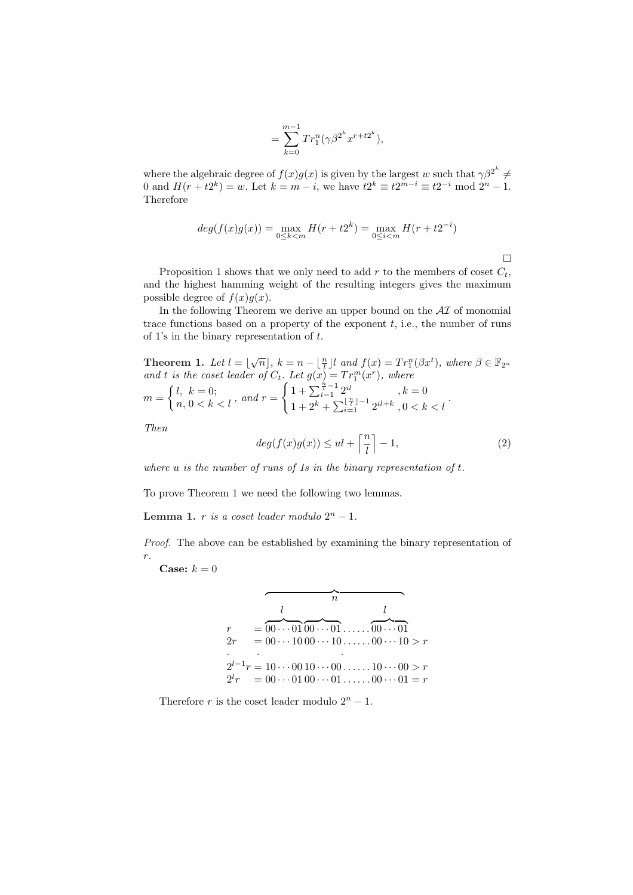$$= \sum_{k=0}^{m-1} Tr_1^n(\gamma \beta^{2^k} x^{r+t2^k}),$$

where the algebraic degree of $f(x)g(x)$ is given by the largest $w$ such that $\gamma\beta^{2^k} \neq 0$ and $H(r + t2^k) = w$. Let $k = m - i$, we have $t2^k \equiv t2^{m-i} \equiv t2^{-i} \bmod 2^n - 1$. Therefore

$$deg(f(x)g(x)) = \max_{0 \le k < m} H(r + t2^k) = \max_{0 \le i < m} H(r + t2^{-i})$$

□

Proposition 1 shows that we only need to add $r$ to the members of coset $C_t$, and the highest hamming weight of the resulting integers gives the maximum possible degree of $f(x)g(x)$.

In the following Theorem we derive an upper bound on the $\mathcal{AI}$ of monomial trace functions based on a property of the exponent $t$, i.e., the number of runs of 1's in the binary representation of $t$.

**Theorem 1.** *Let $l = \lfloor \sqrt{n} \rfloor$, $k = n - \lfloor \frac{n}{l} \rfloor l$ and $f(x) = Tr_1^n(\beta x^t)$, where $\beta \in \mathbb{F}_{2^n}$ and $t$ is the coset leader of $C_t$. Let $g(x) = Tr_1^m(x^r)$, where*
$m = \begin{cases} l, \ k = 0; \\ n, 0 < k < l \end{cases}$, *and* $r = \begin{cases} 1 + \sum_{i=1}^{\frac{n}{l}-1} 2^{il} & , k = 0 \\ 1 + 2^k + \sum_{i=1}^{\lfloor \frac{n}{l} \rfloor - 1} 2^{il+k} & , 0 < k < l \end{cases}$.

*Then*

$$deg(f(x)g(x)) \le ul + \left\lceil \frac{n}{l} \right\rceil - 1, \tag{2}$$

*where $u$ is the number of runs of 1s in the binary representation of $t$.*

To prove Theorem 1 we need the following two lemmas.

**Lemma 1.** *$r$ is a coset leader modulo $2^n - 1$.*

*Proof.* The above can be established by examining the binary representation of $r$.

**Case:** $k = 0$

$$\begin{array}{ll}
 & \overbrace{\hspace{16em}}^{n} \\
 & \overbrace{\hspace{4em}}^{l} \hspace{8em} \overbrace{\hspace{4em}}^{l} \\
r & = 00\cdots01\,00\cdots01 \ldots\ldots 00\cdots01 \\
2r & = 00\cdots10\,00\cdots10 \ldots\ldots 00\cdots10 > r \\
\cdot & \quad \cdot \qquad\qquad\qquad\quad \cdot \\
2^{l-1}r & = 10\cdots00\,10\cdots00 \ldots\ldots 10\cdots00 > r \\
2^l r & = 00\cdots01\,00\cdots01 \ldots\ldots 00\cdots01 = r
\end{array}$$

Therefore $r$ is the coset leader modulo $2^n - 1$.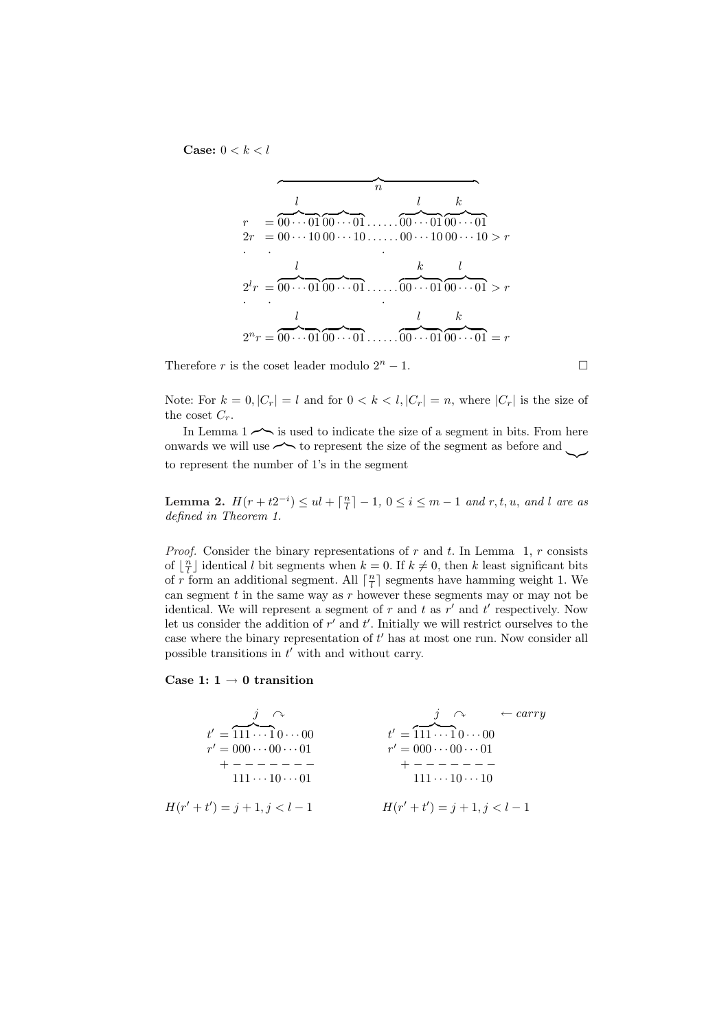**Case:** $0 < k < l$

$$
\begin{array}{ll}
& \overbrace{\hspace{12em}}^{n} \\
r & = \overbrace{00\cdots01}^{l}\,\overbrace{00\cdots01}\ldots\ldots\overbrace{00\cdots01}^{l}\,\overbrace{00\cdots01}^{k} \\
2r & = 00\cdots10\,00\cdots10\ldots\ldots00\cdots10\,00\cdots10 > r \\
\cdot & \quad\cdot \qquad\qquad\qquad \cdot \\
2^l r & = \overbrace{00\cdots01}^{l}\,\overbrace{00\cdots01}\ldots\ldots\overbrace{00\cdots01}^{k}\,\overbrace{00\cdots01}^{l} > r \\
\cdot & \quad\cdot \qquad\qquad\qquad \cdot \\
2^n r & = \overbrace{00\cdots01}^{l}\,\overbrace{00\cdots01}\ldots\ldots\overbrace{00\cdots01}^{l}\,\overbrace{00\cdots01}^{k} = r
\end{array}
$$

Therefore $r$ is the coset leader modulo $2^n - 1$. □

Note: For $k = 0, |C_r| = l$ and for $0 < k < l, |C_r| = n$, where $|C_r|$ is the size of the coset $C_r$.

In Lemma 1 $\frown$ is used to indicate the size of a segment in bits. From here onwards we will use $\frown$ to represent the size of the segment as before and $\smile$ to represent the number of 1's in the segment

**Lemma 2.** *$H(r + t2^{-i}) \leq ul + \lceil \frac{n}{l} \rceil - 1$, $0 \leq i \leq m - 1$ and $r, t, u$, and $l$ are as defined in Theorem 1.*

*Proof.* Consider the binary representations of $r$ and $t$. In Lemma 1, $r$ consists of $\lfloor \frac{n}{l} \rfloor$ identical $l$ bit segments when $k = 0$. If $k \neq 0$, then $k$ least significant bits of $r$ form an additional segment. All $\lceil \frac{n}{l} \rceil$ segments have hamming weight 1. We can segment $t$ in the same way as $r$ however these segments may or may not be identical. We will represent a segment of $r$ and $t$ as $r'$ and $t'$ respectively. Now let us consider the addition of $r'$ and $t'$. Initially we will restrict ourselves to the case where the binary representation of $t'$ has at most one run. Now consider all possible transitions in $t'$ with and without carry.

**Case 1: 1 → 0 transition**

$$
\begin{array}{ll}
t' & = \underbrace{111\cdots1}_{j}\,0\cdots00 \\
r' & = 000\cdots00\cdots01 \\
& + - - - - - - - \\
& \;\; 111\cdots10\cdots01
\end{array}
\qquad\qquad
\begin{array}{ll}
& \qquad\qquad\qquad \leftarrow carry \\
t' & = \underbrace{111\cdots1}_{j}\,0\cdots00 \\
r' & = 000\cdots00\cdots01 \\
& + - - - - - - - \\
& \;\; 111\cdots10\cdots10
\end{array}
$$

$H(r' + t') = j + 1, j < l - 1$ $\qquad\qquad$ $H(r' + t') = j + 1, j < l - 1$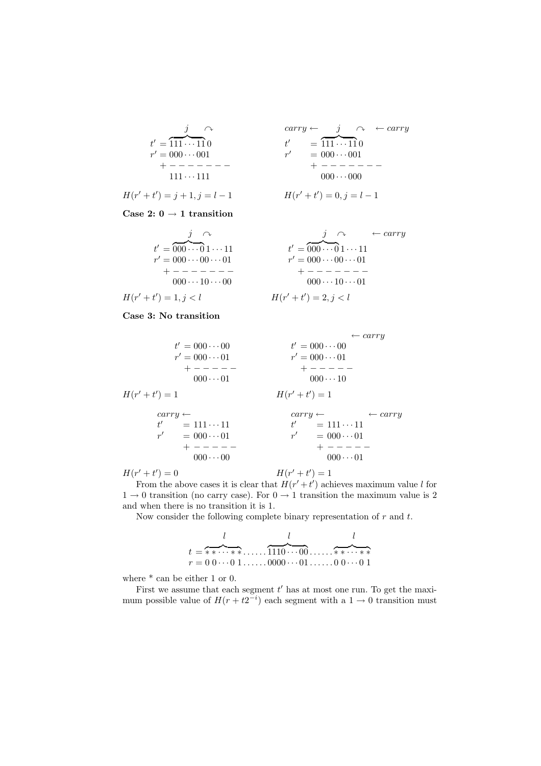$$
\begin{array}{ll}
\begin{aligned}
& \quad\;\; \overbrace{\hphantom{111\cdots11}}^{j} \curvearrowright \\
t' &= 111\cdots11\,0 \\
r' &= 000\cdots001 \\
& \quad + - - - - - - - \\
& \quad 111\cdots111
\end{aligned}
&
\begin{aligned}
& carry \leftarrow \quad \overbrace{\hphantom{111\cdots11}}^{j} \curvearrowright \;\; \leftarrow carry \\
t' &= 111\cdots11\,0 \\
r' &= 000\cdots001 \\
& \quad + - - - - - - - \\
& \quad 000\cdots000
\end{aligned}
\end{array}
$$

$H(r'+t') = j+1, j = l-1$ $\qquad\qquad$ $H(r'+t') = 0, j = l-1$

**Case 2: $0 \to 1$ transition**

$$
\begin{array}{ll}
\begin{aligned}
& \quad\;\; \overbrace{\hphantom{000\cdots0}}^{j} \curvearrowright \\
t' &= 000\cdots0\,1\cdots11 \\
r' &= 000\cdots00\cdots01 \\
& \quad + - - - - - - - \\
& \quad 000\cdots10\cdots00
\end{aligned}
&
\begin{aligned}
& \quad\;\; \overbrace{\hphantom{000\cdots0}}^{j} \curvearrowright \qquad \leftarrow carry \\
t' &= 000\cdots0\,1\cdots11 \\
r' &= 000\cdots00\cdots01 \\
& \quad + - - - - - - - \\
& \quad 000\cdots10\cdots01
\end{aligned}
\end{array}
$$

$H(r'+t') = 1, j < l$ $\qquad\qquad$ $H(r'+t') = 2, j < l$

**Case 3: No transition**

$$
\begin{array}{ll}
\begin{aligned}
t' &= 000\cdots00 \\
r' &= 000\cdots01 \\
& \quad + - - - - - \\
& \quad 000\cdots01
\end{aligned}
&
\begin{aligned}
& \qquad\qquad\qquad \leftarrow carry \\
t' &= 000\cdots00 \\
r' &= 000\cdots01 \\
& \quad + - - - - - \\
& \quad 000\cdots10
\end{aligned}
\end{array}
$$

$H(r'+t') = 1$ $\qquad\qquad$ $H(r'+t') = 1$

$$
\begin{array}{ll}
\begin{aligned}
& carry \leftarrow \\
t' &= 111\cdots11 \\
r' &= 000\cdots01 \\
& \quad + - - - - - \\
& \quad 000\cdots00
\end{aligned}
&
\begin{aligned}
& carry \leftarrow \qquad\qquad \leftarrow carry \\
t' &= 111\cdots11 \\
r' &= 000\cdots01 \\
& \quad + - - - - - \\
& \quad 000\cdots01
\end{aligned}
\end{array}
$$

$H(r'+t') = 0$ $\qquad\qquad$ $H(r'+t') = 1$

From the above cases it is clear that $H(r'+t')$ achieves maximum value $l$ for $1 \to 0$ transition (no carry case). For $0 \to 1$ transition the maximum value is 2 and when there is no transition it is 1.

Now consider the following complete binary representation of $r$ and $t$.

$$
\begin{aligned}
t &= \overbrace{**\cdots**}^{l}\ldots\ldots\overbrace{1110\cdots00}^{l}\ldots\ldots\overbrace{**\cdots**}^{l} \\
r &= 0\,0\cdots0\,1\ldots\ldots0000\cdots01\ldots\ldots0\,0\cdots0\,1
\end{aligned}
$$

where * can be either 1 or 0.

First we assume that each segment $t'$ has at most one run. To get the maximum possible value of $H(r + t2^{-i})$ each segment with a $1 \to 0$ transition must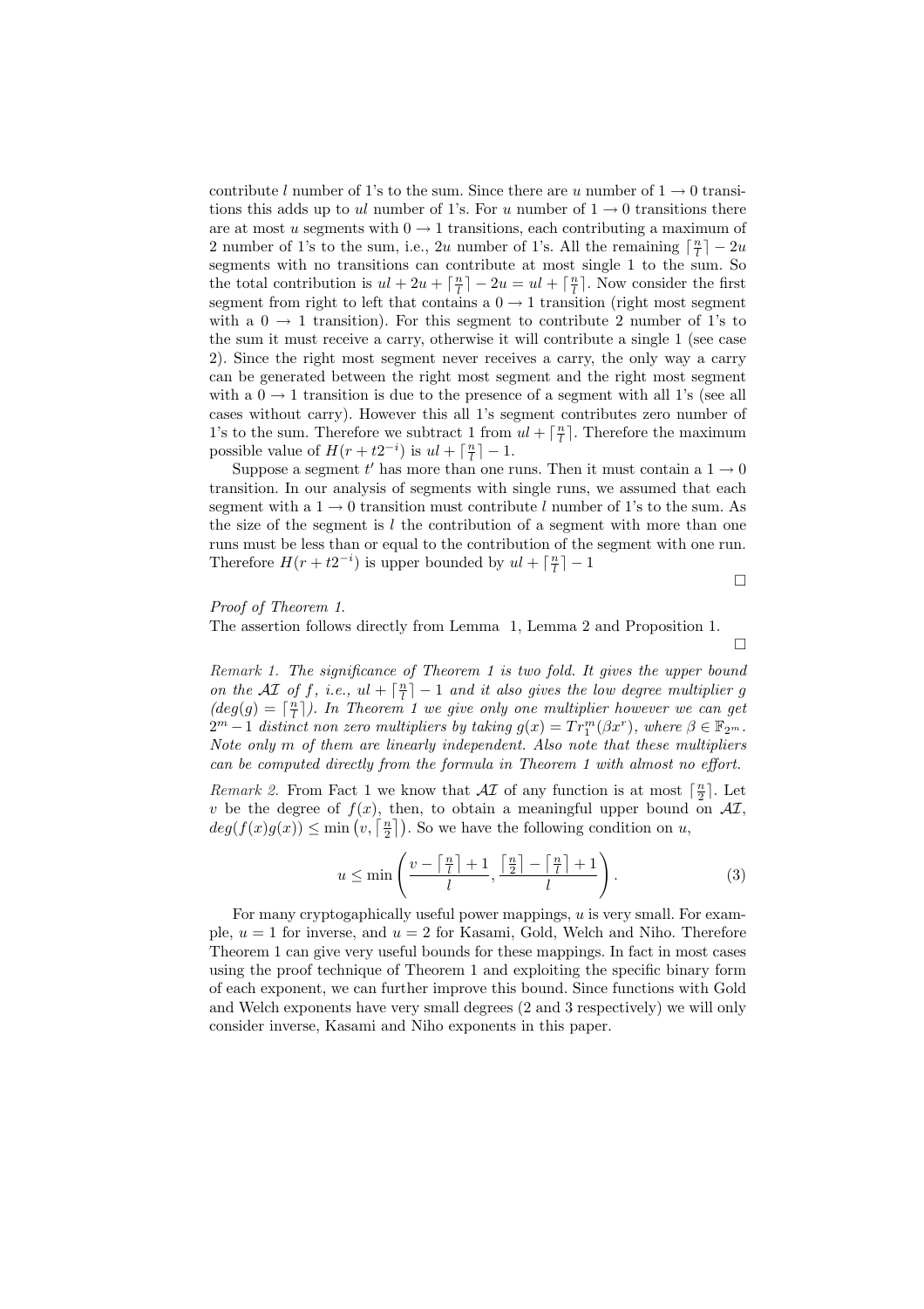contribute $l$ number of 1's to the sum. Since there are $u$ number of $1 \rightarrow 0$ transitions this adds up to $ul$ number of 1's. For $u$ number of $1 \rightarrow 0$ transitions there are at most $u$ segments with $0 \rightarrow 1$ transitions, each contributing a maximum of 2 number of 1's to the sum, i.e., $2u$ number of 1's. All the remaining $\lceil \frac{n}{l} \rceil - 2u$ segments with no transitions can contribute at most single 1 to the sum. So the total contribution is $ul + 2u + \lceil \frac{n}{l} \rceil - 2u = ul + \lceil \frac{n}{l} \rceil$. Now consider the first segment from right to left that contains a $0 \rightarrow 1$ transition (right most segment with a $0 \rightarrow 1$ transition). For this segment to contribute 2 number of 1's to the sum it must receive a carry, otherwise it will contribute a single 1 (see case 2). Since the right most segment never receives a carry, the only way a carry can be generated between the right most segment and the right most segment with a $0 \rightarrow 1$ transition is due to the presence of a segment with all 1's (see all cases without carry). However this all 1's segment contributes zero number of 1's to the sum. Therefore we subtract 1 from $ul + \lceil \frac{n}{l} \rceil$. Therefore the maximum possible value of $H(r + t2^{-i})$ is $ul + \lceil \frac{n}{l} \rceil - 1$.

Suppose a segment $t'$ has more than one runs. Then it must contain a $1 \rightarrow 0$ transition. In our analysis of segments with single runs, we assumed that each segment with a $1 \rightarrow 0$ transition must contribute $l$ number of 1's to the sum. As the size of the segment is $l$ the contribution of a segment with more than one runs must be less than or equal to the contribution of the segment with one run. Therefore $H(r + t2^{-i})$ is upper bounded by $ul + \lceil \frac{n}{l} \rceil - 1$

□

*Proof of Theorem 1.*
The assertion follows directly from Lemma 1, Lemma 2 and Proposition 1.

□

*Remark 1. The significance of Theorem 1 is two fold. It gives the upper bound on the $\mathcal{AI}$ of $f$, i.e., $ul + \lceil \frac{n}{l} \rceil - 1$ and it also gives the low degree multiplier $g$ ($deg(g) = \lceil \frac{n}{l} \rceil$). In Theorem 1 we give only one multiplier however we can get $2^m - 1$ distinct non zero multipliers by taking $g(x) = Tr_1^m(\beta x^r)$, where $\beta \in \mathbb{F}_{2^m}$. Note only $m$ of them are linearly independent. Also note that these multipliers can be computed directly from the formula in Theorem 1 with almost no effort.*

*Remark 2.* From Fact 1 we know that $\mathcal{AI}$ of any function is at most $\lceil \frac{n}{2} \rceil$. Let $v$ be the degree of $f(x)$, then, to obtain a meaningful upper bound on $\mathcal{AI}$, $deg(f(x)g(x)) \leq \min\left(v, \lceil \frac{n}{2} \rceil\right)$. So we have the following condition on $u$,

$$u \leq \min\left(\frac{v - \lceil \frac{n}{l} \rceil + 1}{l}, \frac{\lceil \frac{n}{2} \rceil - \lceil \frac{n}{l} \rceil + 1}{l}\right). \tag{3}$$

For many cryptogaphically useful power mappings, $u$ is very small. For example, $u = 1$ for inverse, and $u = 2$ for Kasami, Gold, Welch and Niho. Therefore Theorem 1 can give very useful bounds for these mappings. In fact in most cases using the proof technique of Theorem 1 and exploiting the specific binary form of each exponent, we can further improve this bound. Since functions with Gold and Welch exponents have very small degrees (2 and 3 respectively) we will only consider inverse, Kasami and Niho exponents in this paper.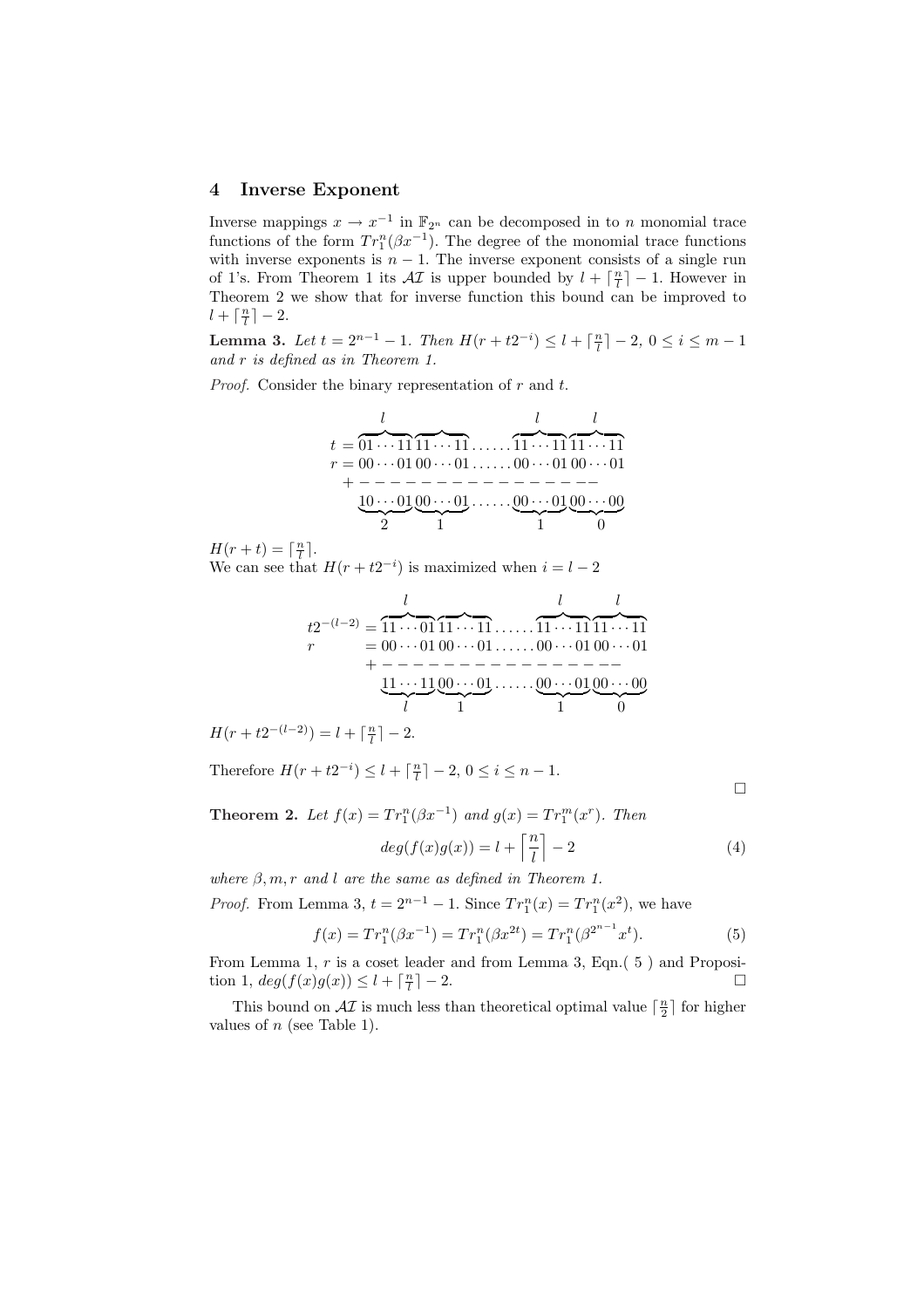## 4 Inverse Exponent

Inverse mappings $x \to x^{-1}$ in $\mathbb{F}_{2^n}$ can be decomposed in to $n$ monomial trace functions of the form $Tr_1^n(\beta x^{-1})$. The degree of the monomial trace functions with inverse exponents is $n-1$. The inverse exponent consists of a single run of 1's. From Theorem 1 its $\mathcal{AI}$ is upper bounded by $l + \lceil \frac{n}{l} \rceil - 1$. However in Theorem 2 we show that for inverse function this bound can be improved to $l + \lceil \frac{n}{l} \rceil - 2$.

**Lemma 3.** *Let $t = 2^{n-1} - 1$. Then $H(r + t2^{-i}) \leq l + \lceil \frac{n}{l} \rceil - 2$, $0 \leq i \leq m-1$ and $r$ is defined as in Theorem 1.*

*Proof.* Consider the binary representation of $r$ and $t$.

$$
\begin{array}{rl}
t = & \overbrace{01\cdots11}^{l}\,\overbrace{11\cdots11}\ldots\ldots\overbrace{11\cdots11}^{l}\,\overbrace{11\cdots11}^{l} \\
r = & 00\cdots01\,00\cdots01\ldots\ldots00\cdots01\,00\cdots01 \\
+ & ---------------- \\
 & \underbrace{10\cdots01}_{2}\,\underbrace{00\cdots01}_{1}\ldots\ldots\underbrace{00\cdots01}_{1}\,\underbrace{00\cdots00}_{0}
\end{array}
$$

$H(r + t) = \lceil \frac{n}{l} \rceil$.
We can see that $H(r + t2^{-i})$ is maximized when $i = l - 2$

$$
\begin{array}{rl}
t2^{-(l-2)} = & \overbrace{11\cdots01}^{l}\,\overbrace{11\cdots11}\ldots\ldots\overbrace{11\cdots11}^{l}\,\overbrace{11\cdots11}^{l} \\
r \quad\quad = & 00\cdots01\,00\cdots01\ldots\ldots00\cdots01\,00\cdots01 \\
+ & ---------------- \\
 & \underbrace{11\cdots11}_{l}\,\underbrace{00\cdots01}_{1}\ldots\ldots\underbrace{00\cdots01}_{1}\,\underbrace{00\cdots00}_{0}
\end{array}
$$

$H(r + t2^{-(l-2)}) = l + \lceil \frac{n}{l} \rceil - 2$.

Therefore $H(r + t2^{-i}) \leq l + \lceil \frac{n}{l} \rceil - 2$, $0 \leq i \leq n-1$. □

**Theorem 2.** *Let $f(x) = Tr_1^n(\beta x^{-1})$ and $g(x) = Tr_1^m(x^r)$. Then*

$$deg(f(x)g(x)) = l + \left\lceil \frac{n}{l} \right\rceil - 2 \tag{4}$$

*where $\beta, m, r$ and $l$ are the same as defined in Theorem 1.*

*Proof.* From Lemma 3, $t = 2^{n-1} - 1$. Since $Tr_1^n(x) = Tr_1^n(x^2)$, we have

$$f(x) = Tr_1^n(\beta x^{-1}) = Tr_1^n(\beta x^{2t}) = Tr_1^n(\beta^{2^{n-1}} x^t). \tag{5}$$

From Lemma 1, $r$ is a coset leader and from Lemma 3, Eqn.( 5 ) and Proposition 1, $deg(f(x)g(x)) \leq l + \lceil \frac{n}{l} \rceil - 2$. □

This bound on $\mathcal{AI}$ is much less than theoretical optimal value $\lceil \frac{n}{2} \rceil$ for higher values of $n$ (see Table 1).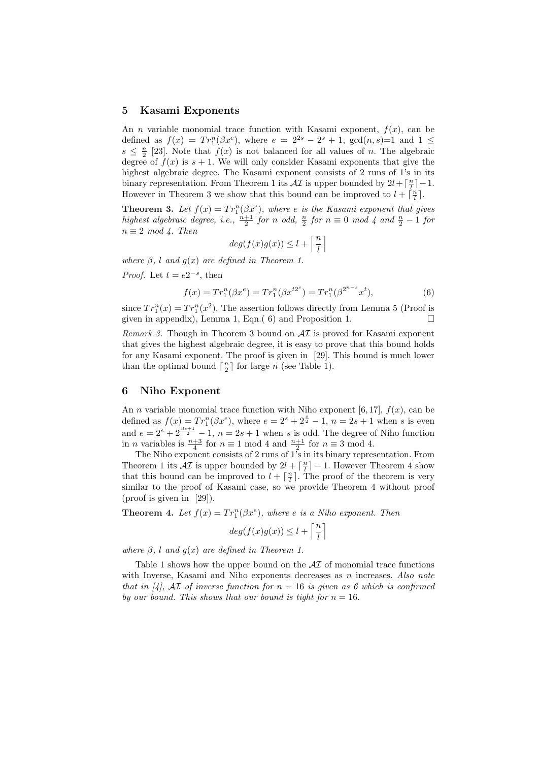## 5 Kasami Exponents

An $n$ variable monomial trace function with Kasami exponent, $f(x)$, can be defined as $f(x) = Tr_1^n(\beta x^e)$, where $e = 2^{2s} - 2^s + 1$, gcd$(n, s)$=1 and $1 \leq s \leq \frac{n}{2}$ [23]. Note that $f(x)$ is not balanced for all values of $n$. The algebraic degree of $f(x)$ is $s + 1$. We will only consider Kasami exponents that give the highest algebraic degree. The Kasami exponent consists of 2 runs of 1's in its binary representation. From Theorem 1 its $\mathcal{AI}$ is upper bounded by $2l + \lceil \frac{n}{l} \rceil - 1$. However in Theorem 3 we show that this bound can be improved to $l + \lceil \frac{n}{l} \rceil$.

**Theorem 3.** *Let $f(x) = Tr_1^n(\beta x^e)$, where $e$ is the Kasami exponent that gives highest algebraic degree, i.e., $\frac{n+1}{2}$ for $n$ odd, $\frac{n}{2}$ for $n \equiv 0$ mod 4 and $\frac{n}{2} - 1$ for $n \equiv 2$ mod 4. Then*

$$deg(f(x)g(x)) \leq l + \left\lceil \frac{n}{l} \right\rceil$$

*where $\beta$, $l$ and $g(x)$ are defined in Theorem 1.*

*Proof.* Let $t = e2^{-s}$, then

$$f(x) = Tr_1^n(\beta x^e) = Tr_1^n(\beta x^{t2^s}) = Tr_1^n(\beta^{2^{n-s}} x^t), \tag{6}$$

since $Tr_1^n(x) = Tr_1^n(x^2)$. The assertion follows directly from Lemma 5 (Proof is given in appendix), Lemma 1, Eqn.( 6) and Proposition 1. □

*Remark 3.* Though in Theorem 3 bound on $\mathcal{AI}$ is proved for Kasami exponent that gives the highest algebraic degree, it is easy to prove that this bound holds for any Kasami exponent. The proof is given in [29]. This bound is much lower than the optimal bound $\lceil \frac{n}{2} \rceil$ for large $n$ (see Table 1).

## 6 Niho Exponent

An $n$ variable monomial trace function with Niho exponent [6, 17], $f(x)$, can be defined as $f(x) = Tr_1^n(\beta x^e)$, where $e = 2^s + 2^{\frac{s}{2}} - 1$, $n = 2s + 1$ when $s$ is even and $e = 2^s + 2^{\frac{3s+1}{2}} - 1$, $n = 2s + 1$ when $s$ is odd. The degree of Niho function in $n$ variables is $\frac{n+3}{4}$ for $n \equiv 1$ mod 4 and $\frac{n+1}{2}$ for $n \equiv 3$ mod 4.

The Niho exponent consists of 2 runs of 1's in its binary representation. From Theorem 1 its $\mathcal{AI}$ is upper bounded by $2l + \lceil \frac{n}{l} \rceil - 1$. However Theorem 4 show that this bound can be improved to $l + \lceil \frac{n}{l} \rceil$. The proof of the theorem is very similar to the proof of Kasami case, so we provide Theorem 4 without proof (proof is given in [29]).

**Theorem 4.** *Let $f(x) = Tr_1^n(\beta x^e)$, where $e$ is a Niho exponent. Then*

$$deg(f(x)g(x)) \leq l + \left\lceil \frac{n}{l} \right\rceil$$

*where $\beta$, $l$ and $g(x)$ are defined in Theorem 1.*

Table 1 shows how the upper bound on the $\mathcal{AI}$ of monomial trace functions with Inverse, Kasami and Niho exponents decreases as $n$ increases. *Also note that in [4], $\mathcal{AI}$ of inverse function for $n = 16$ is given as 6 which is confirmed by our bound. This shows that our bound is tight for $n = 16$.*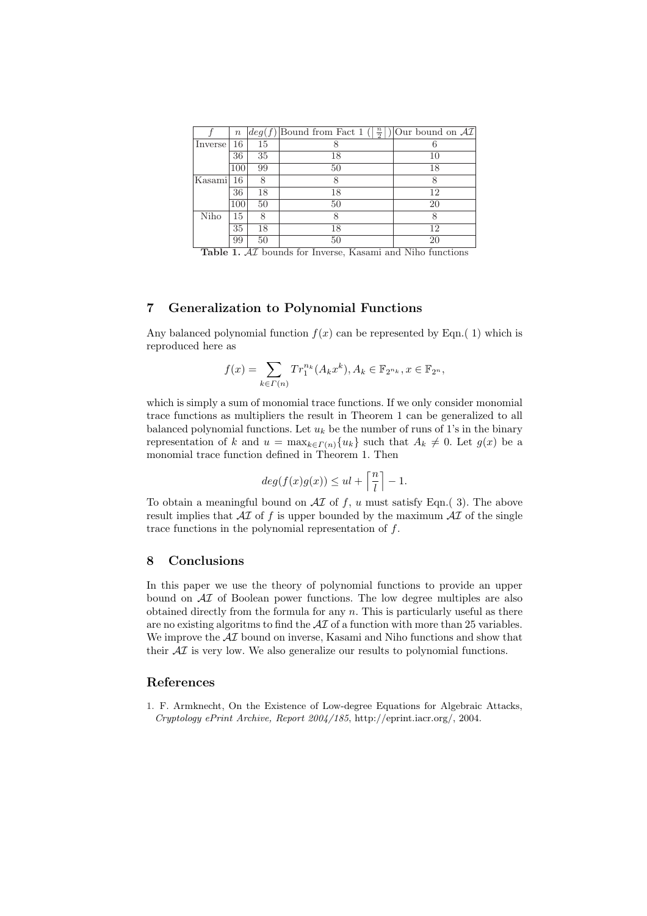| $f$ | $n$ | $deg(f)$ | Bound from Fact 1 ($\lceil \frac{n}{2} \rceil$) | Our bound on $\mathcal{AI}$ |
|---|---|---|---|---|
| Inverse | 16 | 15 | 8 | 6 |
| | 36 | 35 | 18 | 10 |
| | 100 | 99 | 50 | 18 |
| Kasami | 16 | 8 | 8 | 8 |
| | 36 | 18 | 18 | 12 |
| | 100 | 50 | 50 | 20 |
| Niho | 15 | 8 | 8 | 8 |
| | 35 | 18 | 18 | 12 |
| | 99 | 50 | 50 | 20 |

**Table 1.** $\mathcal{AI}$ bounds for Inverse, Kasami and Niho functions

## 7 Generalization to Polynomial Functions

Any balanced polynomial function $f(x)$ can be represented by Eqn.( 1) which is reproduced here as

$$f(x) = \sum_{k \in \Gamma(n)} Tr_1^{n_k}(A_k x^k), A_k \in \mathbb{F}_{2^{n_k}}, x \in \mathbb{F}_{2^n},$$

which is simply a sum of monomial trace functions. If we only consider monomial trace functions as multipliers the result in Theorem 1 can be generalized to all balanced polynomial functions. Let $u_k$ be the number of runs of 1's in the binary representation of $k$ and $u = \max_{k \in \Gamma(n)}\{u_k\}$ such that $A_k \neq 0$. Let $g(x)$ be a monomial trace function defined in Theorem 1. Then

$$deg(f(x)g(x)) \leq ul + \left\lceil \frac{n}{l} \right\rceil - 1.$$

To obtain a meaningful bound on $\mathcal{AI}$ of $f$, $u$ must satisfy Eqn.( 3). The above result implies that $\mathcal{AI}$ of $f$ is upper bounded by the maximum $\mathcal{AI}$ of the single trace functions in the polynomial representation of $f$.

## 8 Conclusions

In this paper we use the theory of polynomial functions to provide an upper bound on $\mathcal{AI}$ of Boolean power functions. The low degree multiples are also obtained directly from the formula for any $n$. This is particularly useful as there are no existing algoritms to find the $\mathcal{AI}$ of a function with more than 25 variables. We improve the $\mathcal{AI}$ bound on inverse, Kasami and Niho functions and show that their $\mathcal{AI}$ is very low. We also generalize our results to polynomial functions.

## References

1. F. Armknecht, On the Existence of Low-degree Equations for Algebraic Attacks, *Cryptology ePrint Archive, Report 2004/185*, http://eprint.iacr.org/, 2004.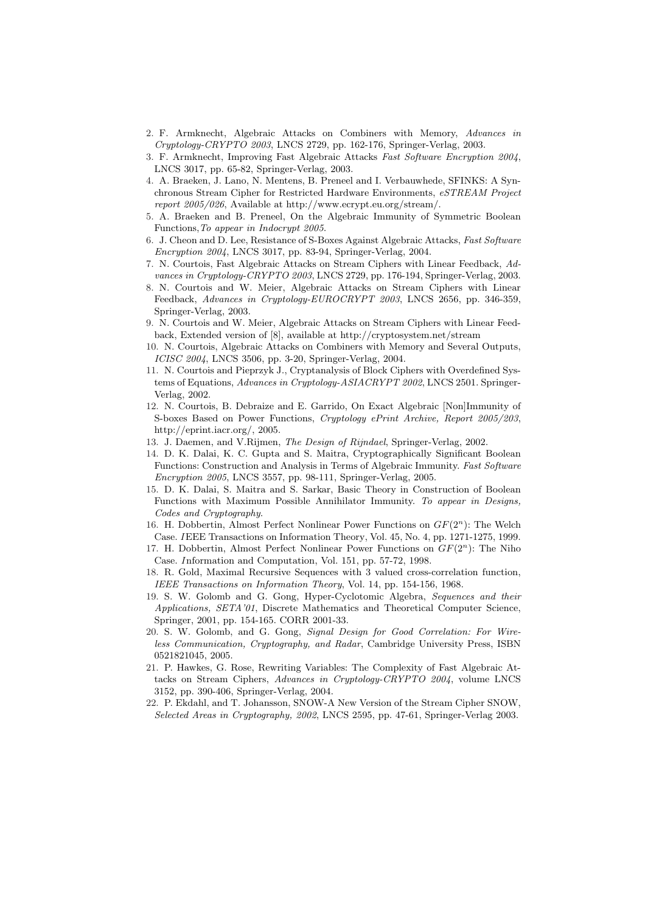2. F. Armknecht, Algebraic Attacks on Combiners with Memory, *Advances in Cryptology-CRYPTO 2003*, LNCS 2729, pp. 162-176, Springer-Verlag, 2003.
3. F. Armknecht, Improving Fast Algebraic Attacks *Fast Software Encryption 2004*, LNCS 3017, pp. 65-82, Springer-Verlag, 2003.
4. A. Braeken, J. Lano, N. Mentens, B. Preneel and I. Verbauwhede, SFINKS: A Synchronous Stream Cipher for Restricted Hardware Environments, *eSTREAM Project report 2005/026*, Available at http://www.ecrypt.eu.org/stream/.
5. A. Braeken and B. Preneel, On the Algebraic Immunity of Symmetric Boolean Functions, *To appear in Indocrypt 2005*.
6. J. Cheon and D. Lee, Resistance of S-Boxes Against Algebraic Attacks, *Fast Software Encryption 2004*, LNCS 3017, pp. 83-94, Springer-Verlag, 2004.
7. N. Courtois, Fast Algebraic Attacks on Stream Ciphers with Linear Feedback, *Advances in Cryptology-CRYPTO 2003*, LNCS 2729, pp. 176-194, Springer-Verlag, 2003.
8. N. Courtois and W. Meier, Algebraic Attacks on Stream Ciphers with Linear Feedback, *Advances in Cryptology-EUROCRYPT 2003*, LNCS 2656, pp. 346-359, Springer-Verlag, 2003.
9. N. Courtois and W. Meier, Algebraic Attacks on Stream Ciphers with Linear Feedback, Extended version of [8], available at http://cryptosystem.net/stream
10. N. Courtois, Algebraic Attacks on Combiners with Memory and Several Outputs, *ICISC 2004*, LNCS 3506, pp. 3-20, Springer-Verlag, 2004.
11. N. Courtois and Pieprzyk J., Cryptanalysis of Block Ciphers with Overdefined Systems of Equations, *Advances in Cryptology-ASIACRYPT 2002*, LNCS 2501. Springer-Verlag, 2002.
12. N. Courtois, B. Debraize and E. Garrido, On Exact Algebraic [Non]Immunity of S-boxes Based on Power Functions, *Cryptology ePrint Archive, Report 2005/203*, http://eprint.iacr.org/, 2005.
13. J. Daemen, and V.Rijmen, *The Design of Rijndael*, Springer-Verlag, 2002.
14. D. K. Dalai, K. C. Gupta and S. Maitra, Cryptographically Significant Boolean Functions: Construction and Analysis in Terms of Algebraic Immunity. *Fast Software Encryption 2005*, LNCS 3557, pp. 98-111, Springer-Verlag, 2005.
15. D. K. Dalai, S. Maitra and S. Sarkar, Basic Theory in Construction of Boolean Functions with Maximum Possible Annihilator Immunity. *To appear in Designs, Codes and Cryptography*.
16. H. Dobbertin, Almost Perfect Nonlinear Power Functions on $GF(2^n)$: The Welch Case. IEEE Transactions on Information Theory, Vol. 45, No. 4, pp. 1271-1275, 1999.
17. H. Dobbertin, Almost Perfect Nonlinear Power Functions on $GF(2^n)$: The Niho Case. Information and Computation, Vol. 151, pp. 57-72, 1998.
18. R. Gold, Maximal Recursive Sequences with 3 valued cross-correlation function, *IEEE Transactions on Information Theory*, Vol. 14, pp. 154-156, 1968.
19. S. W. Golomb and G. Gong, Hyper-Cyclotomic Algebra, *Sequences and their Applications, SETA'01*, Discrete Mathematics and Theoretical Computer Science, Springer, 2001, pp. 154-165. CORR 2001-33.
20. S. W. Golomb, and G. Gong, *Signal Design for Good Correlation: For Wireless Communication, Cryptography, and Radar*, Cambridge University Press, ISBN 0521821045, 2005.
21. P. Hawkes, G. Rose, Rewriting Variables: The Complexity of Fast Algebraic Attacks on Stream Ciphers, *Advances in Cryptology-CRYPTO 2004*, volume LNCS 3152, pp. 390-406, Springer-Verlag, 2004.
22. P. Ekdahl, and T. Johansson, SNOW-A New Version of the Stream Cipher SNOW, *Selected Areas in Cryptography, 2002*, LNCS 2595, pp. 47-61, Springer-Verlag 2003.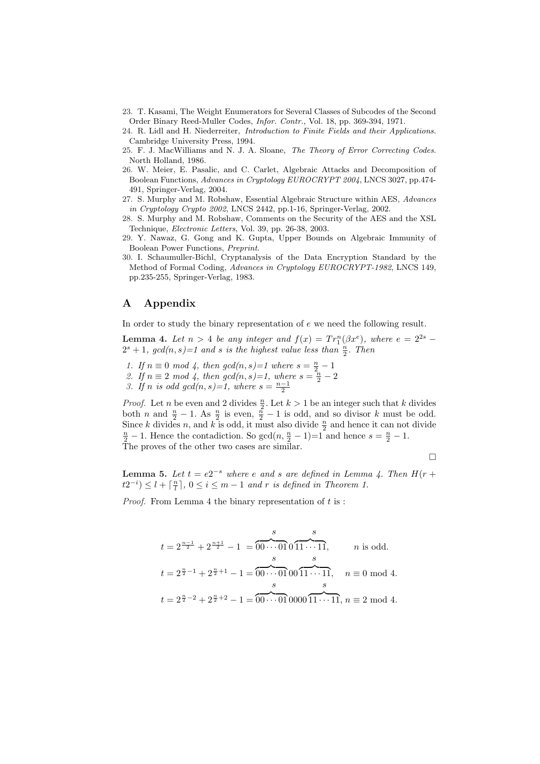23. T. Kasami, The Weight Enumerators for Several Classes of Subcodes of the Second Order Binary Reed-Muller Codes, *Infor. Contr.*, Vol. 18, pp. 369-394, 1971.
24. R. Lidl and H. Niederreiter, *Introduction to Finite Fields and their Applications*. Cambridge University Press, 1994.
25. F. J. MacWilliams and N. J. A. Sloane, *The Theory of Error Correcting Codes*. North Holland, 1986.
26. W. Meier, E. Pasalic, and C. Carlet, Algebraic Attacks and Decomposition of Boolean Functions, *Advances in Cryptology EUROCRYPT 2004*, LNCS 3027, pp.474-491, Springer-Verlag, 2004.
27. S. Murphy and M. Robshaw, Essential Algebraic Structure within AES, *Advances in Cryptology Crypto 2002*, LNCS 2442, pp.1-16, Springer-Verlag, 2002.
28. S. Murphy and M. Robshaw, Comments on the Security of the AES and the XSL Technique, *Electronic Letters*, Vol. 39, pp. 26-38, 2003.
29. Y. Nawaz, G. Gong and K. Gupta, Upper Bounds on Algebraic Immunity of Boolean Power Functions, *Preprint*.
30. I. Schaumuller-Bichl, Cryptanalysis of the Data Encryption Standard by the Method of Formal Coding, *Advances in Cryptology EUROCRYPT-1982*, LNCS 149, pp.235-255, Springer-Verlag, 1983.

# A Appendix

In order to study the binary representation of $e$ we need the following result.

**Lemma 4.** *Let $n > 4$ be any integer and $f(x) = Tr_1^n(\beta x^e)$, where $e = 2^{2s} - 2^s + 1$, $gcd(n,s)$=1 and $s$ is the highest value less than $\frac{n}{2}$. Then*

1. *If $n \equiv 0 \mod 4$, then $gcd(n,s)$=1 where $s = \frac{n}{2} - 1$*
2. *If $n \equiv 2 \mod 4$, then $gcd(n,s)$=1, where $s = \frac{n}{2} - 2$*
3. *If $n$ is odd $gcd(n,s)$=1, where $s = \frac{n-1}{2}$*

*Proof.* Let $n$ be even and 2 divides $\frac{n}{2}$. Let $k > 1$ be an integer such that $k$ divides both $n$ and $\frac{n}{2} - 1$. As $\frac{n}{2}$ is even, $\frac{n}{2} - 1$ is odd, and so divisor $k$ must be odd. Since $k$ divides $n$, and $k$ is odd, it must also divide $\frac{n}{2}$ and hence it can not divide $\frac{n}{2} - 1$. Hence the contadiction. So $\gcd(n, \frac{n}{2} - 1)$=1 and hence $s = \frac{n}{2} - 1$. The proves of the other two cases are similar.

□

**Lemma 5.** *Let $t = e2^{-s}$ where $e$ and $s$ are defined in Lemma 4. Then $H(r + t2^{-i}) \leq l + \lceil \frac{n}{7} \rceil$, $0 \leq i \leq m-1$ and $r$ is defined in Theorem 1.*

*Proof.* From Lemma 4 the binary representation of $t$ is :

$$t = 2^{\frac{n-1}{2}} + 2^{\frac{n+1}{2}} - 1 = \overbrace{00\cdots01}^{s}0\overbrace{11\cdots11}^{s}, \qquad n \text{ is odd.}$$

$$t = 2^{\frac{n}{2}-1} + 2^{\frac{n}{2}+1} - 1 = \overbrace{00\cdots01}^{s}00\overbrace{11\cdots11}^{s}, \quad n \equiv 0 \bmod 4.$$

$$t = 2^{\frac{n}{2}-2} + 2^{\frac{n}{2}+2} - 1 = \overbrace{00\cdots01}^{s}0000\overbrace{11\cdots11}^{s}, \, n \equiv 2 \bmod 4.$$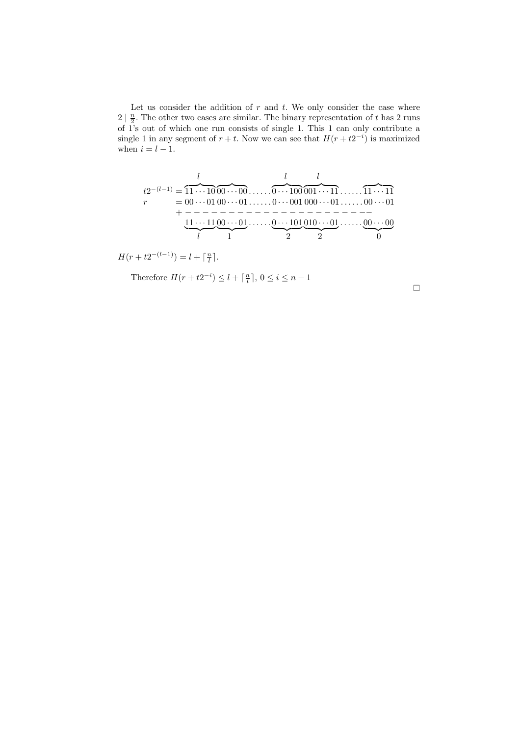Let us consider the addition of $r$ and $t$. We only consider the case where $2 \mid \frac{n}{2}$. The other two cases are similar. The binary representation of $t$ has 2 runs of 1's out of which one run consists of single 1. This 1 can only contribute a single 1 in any segment of $r+t$. Now we can see that $H(r + t2^{-i})$ is maximized when $i = l - 1$.

$$
\begin{array}{lll}
t2^{-(l-1)} & = \overbrace{11\cdots10}^{l}\,\overbrace{00\cdots00}\ldots\ldots\overbrace{0\cdots100}^{l}\,\overbrace{001\cdots11}^{l}\ldots\ldots\overbrace{11\cdots11} \\
r & = 00\cdots01\;00\cdots01\ldots\ldots0\cdots001\;000\cdots01\ldots\ldots00\cdots01 \\
 & + - - - - - - - - - - - - - - - - - - - - - - \\
 & \;\;\underbrace{11\cdots11}_{l}\,\underbrace{00\cdots01}_{1}\ldots\ldots\underbrace{0\cdots101}_{2}\,\underbrace{010\cdots01}_{2}\ldots\ldots\underbrace{00\cdots00}_{0}
\end{array}
$$

$H(r + t2^{-(l-1)}) = l + \lceil \frac{n}{l} \rceil$.

Therefore $H(r + t2^{-i}) \leq l + \lceil \frac{n}{l} \rceil$, $0 \leq i \leq n-1$

□